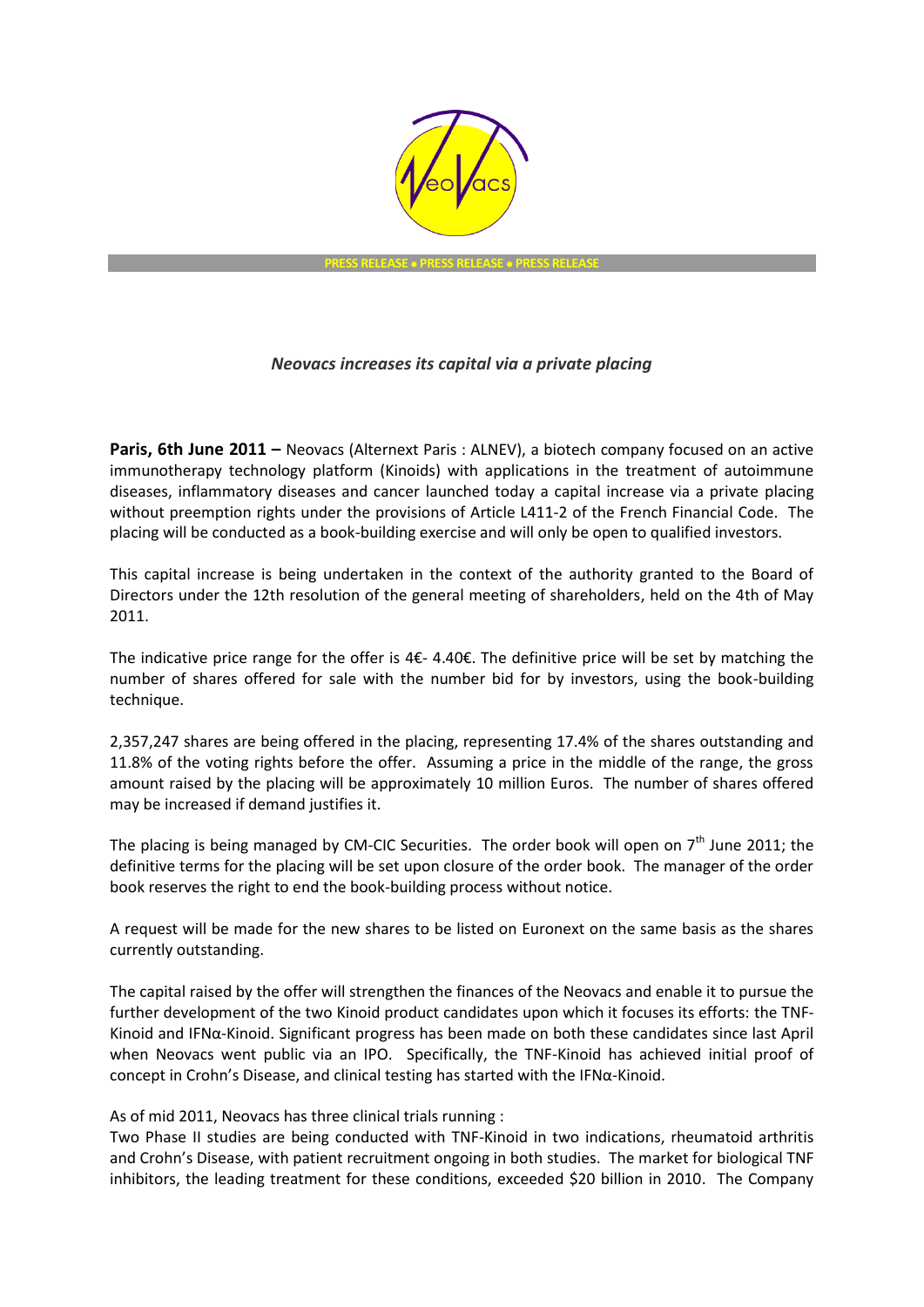PRESS RELEASE • PRESS RELEASE • PRESS RELEASE

*Neovacs increases its capital via a private placing*

**Paris, 6th June 2011 –** Neovacs (Alternext Paris : ALNEV), a biotech company focused on an active immunotherapy technology platform (Kinoids) with applications in the treatment of autoimmune diseases, inflammatory diseases and cancer launched today a capital increase via a private placing without preemption rights under the provisions of Article L411-2 of the French Financial Code. The placing will be conducted as a book-building exercise and will only be open to qualified investors.

This capital increase is being undertaken in the context of the authority granted to the Board of Directors under the 12th resolution of the general meeting of shareholders, held on the 4th of May 2011.

The indicative price range for the offer is 4€- 4.40€. The definitive price will be set by matching the number of shares offered for sale with the number bid for by investors, using the book-building technique.

2,357,247 shares are being offered in the placing, representing 17.4% of the shares outstanding and 11.8% of the voting rights before the offer. Assuming a price in the middle of the range, the gross amount raised by the placing will be approximately 10 million Euros. The number of shares offered may be increased if demand justifies it.

The placing is being managed by CM-CIC Securities. The order book will open on 7th June 2011; the definitive terms for the placing will be set upon closure of the order book. The manager of the order book reserves the right to end the book-building process without notice.

A request will be made for the new shares to be listed on Euronext on the same basis as the shares currently outstanding.

The capital raised by the offer will strengthen the finances of the Neovacs and enable it to pursue the further development of the two Kinoid product candidates upon which it focuses its efforts: the TNF-Kinoid and IFNα-Kinoid. Significant progress has been made on both these candidates since last April when Neovacs went public via an IPO. Specifically, the TNF-Kinoid has achieved initial proof of concept in Crohn's Disease, and clinical testing has started with the IFNα-Kinoid.

As of mid 2011, Neovacs has three clinical trials running :

Two Phase II studies are being conducted with TNF-Kinoid in two indications, rheumatoid arthritis and Crohn's Disease, with patient recruitment ongoing in both studies. The market for biological TNF inhibitors, the leading treatment for these conditions, exceeded $20 billion in 2010. The Company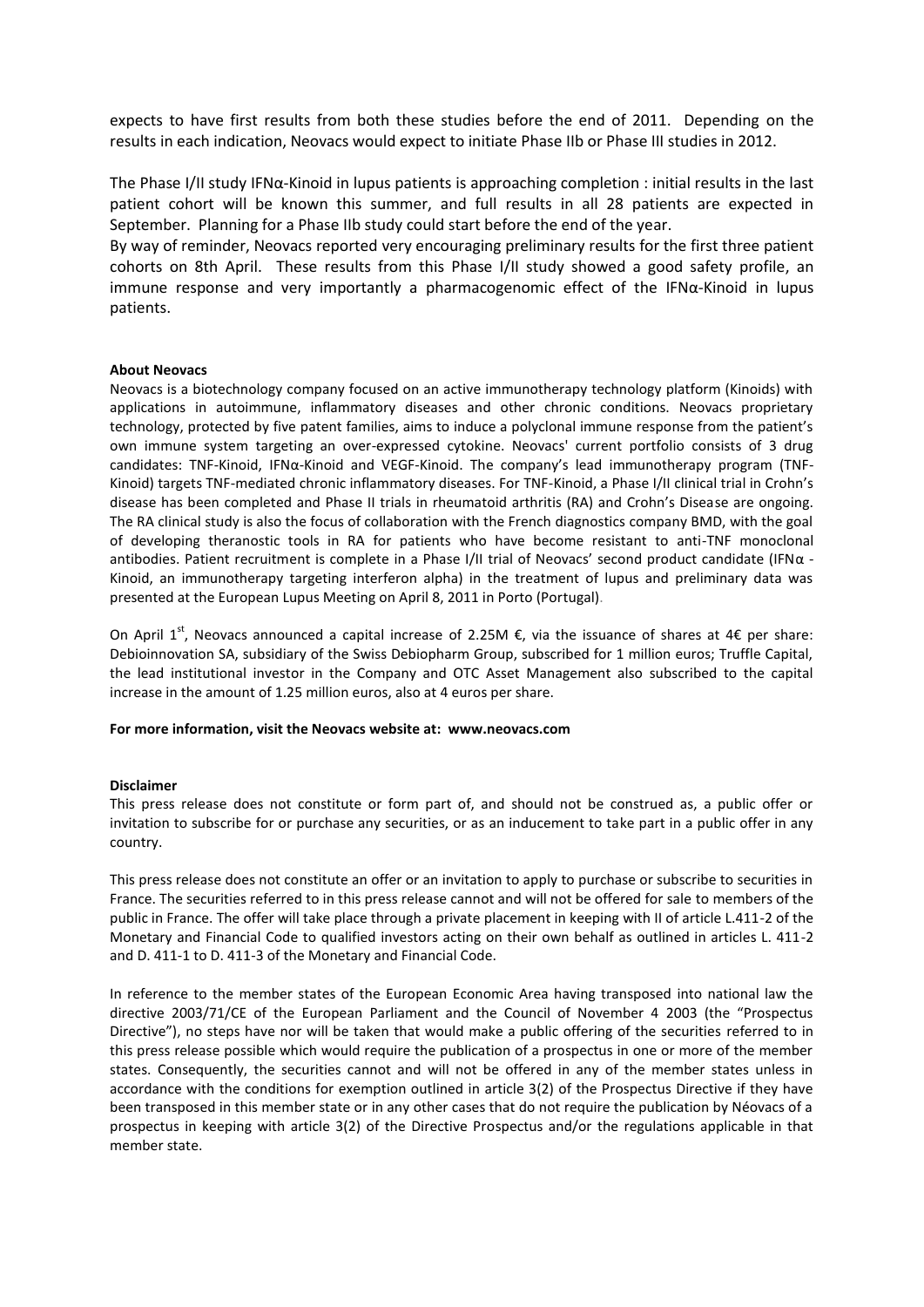expects to have first results from both these studies before the end of 2011. Depending on the results in each indication, Neovacs would expect to initiate Phase IIb or Phase III studies in 2012.

The Phase I/II study IFNα-Kinoid in lupus patients is approaching completion : initial results in the last patient cohort will be known this summer, and full results in all 28 patients are expected in September. Planning for a Phase IIb study could start before the end of the year.

By way of reminder, Neovacs reported very encouraging preliminary results for the first three patient cohorts on 8th April. These results from this Phase I/II study showed a good safety profile, an immune response and very importantly a pharmacogenomic effect of the IFNα-Kinoid in lupus patients.

**About Neovacs**

Neovacs is a biotechnology company focused on an active immunotherapy technology platform (Kinoids) with applications in autoimmune, inflammatory diseases and other chronic conditions. Neovacs proprietary technology, protected by five patent families, aims to induce a polyclonal immune response from the patient's own immune system targeting an over-expressed cytokine. Neovacs' current portfolio consists of 3 drug candidates: TNF-Kinoid, IFNα-Kinoid and VEGF-Kinoid. The company's lead immunotherapy program (TNF-Kinoid) targets TNF-mediated chronic inflammatory diseases. For TNF-Kinoid, a Phase I/II clinical trial in Crohn's disease has been completed and Phase II trials in rheumatoid arthritis (RA) and Crohn's Disease are ongoing. The RA clinical study is also the focus of collaboration with the French diagnostics company BMD, with the goal of developing theranostic tools in RA for patients who have become resistant to anti-TNF monoclonal antibodies. Patient recruitment is complete in a Phase I/II trial of Neovacs' second product candidate (IFNα - Kinoid, an immunotherapy targeting interferon alpha) in the treatment of lupus and preliminary data was presented at the European Lupus Meeting on April 8, 2011 in Porto (Portugal).

On April 1st, Neovacs announced a capital increase of 2.25M €, via the issuance of shares at 4€ per share: Debioinnovation SA, subsidiary of the Swiss Debiopharm Group, subscribed for 1 million euros; Truffle Capital, the lead institutional investor in the Company and OTC Asset Management also subscribed to the capital increase in the amount of 1.25 million euros, also at 4 euros per share.

**For more information, visit the Neovacs website at: www.neovacs.com**

**Disclaimer**

This press release does not constitute or form part of, and should not be construed as, a public offer or invitation to subscribe for or purchase any securities, or as an inducement to take part in a public offer in any country.

This press release does not constitute an offer or an invitation to apply to purchase or subscribe to securities in France. The securities referred to in this press release cannot and will not be offered for sale to members of the public in France. The offer will take place through a private placement in keeping with II of article L.411-2 of the Monetary and Financial Code to qualified investors acting on their own behalf as outlined in articles L. 411-2 and D. 411-1 to D. 411-3 of the Monetary and Financial Code.

In reference to the member states of the European Economic Area having transposed into national law the directive 2003/71/CE of the European Parliament and the Council of November 4 2003 (the "Prospectus Directive"), no steps have nor will be taken that would make a public offering of the securities referred to in this press release possible which would require the publication of a prospectus in one or more of the member states. Consequently, the securities cannot and will not be offered in any of the member states unless in accordance with the conditions for exemption outlined in article 3(2) of the Prospectus Directive if they have been transposed in this member state or in any other cases that do not require the publication by Néovacs of a prospectus in keeping with article 3(2) of the Directive Prospectus and/or the regulations applicable in that member state.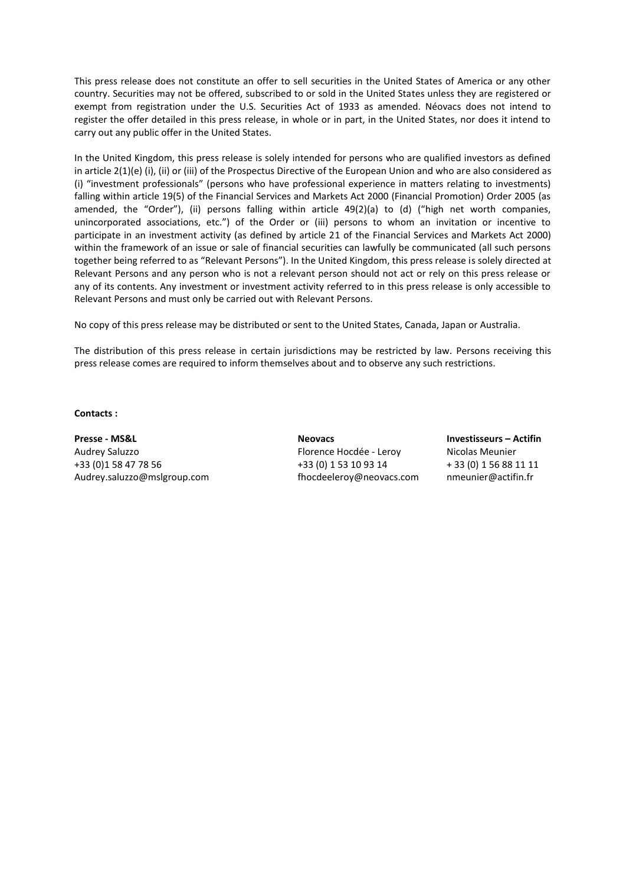This press release does not constitute an offer to sell securities in the United States of America or any other country. Securities may not be offered, subscribed to or sold in the United States unless they are registered or exempt from registration under the U.S. Securities Act of 1933 as amended. Néovacs does not intend to register the offer detailed in this press release, in whole or in part, in the United States, nor does it intend to carry out any public offer in the United States.

In the United Kingdom, this press release is solely intended for persons who are qualified investors as defined in article 2(1)(e) (i), (ii) or (iii) of the Prospectus Directive of the European Union and who are also considered as (i) "investment professionals" (persons who have professional experience in matters relating to investments) falling within article 19(5) of the Financial Services and Markets Act 2000 (Financial Promotion) Order 2005 (as amended, the "Order"), (ii) persons falling within article 49(2)(a) to (d) ("high net worth companies, unincorporated associations, etc.") of the Order or (iii) persons to whom an invitation or incentive to participate in an investment activity (as defined by article 21 of the Financial Services and Markets Act 2000) within the framework of an issue or sale of financial securities can lawfully be communicated (all such persons together being referred to as "Relevant Persons"). In the United Kingdom, this press release is solely directed at Relevant Persons and any person who is not a relevant person should not act or rely on this press release or any of its contents. Any investment or investment activity referred to in this press release is only accessible to Relevant Persons and must only be carried out with Relevant Persons.

No copy of this press release may be distributed or sent to the United States, Canada, Japan or Australia.

The distribution of this press release in certain jurisdictions may be restricted by law. Persons receiving this press release comes are required to inform themselves about and to observe any such restrictions.

**Contacts :**

**Presse - MS&L**
Audrey Saluzzo
+33 (0)1 58 47 78 56
Audrey.saluzzo@mslgroup.com

**Neovacs**
Florence Hocdée - Leroy
+33 (0) 1 53 10 93 14
fhocdeeleroy@neovacs.com

**Investisseurs – Actifin**
Nicolas Meunier
+ 33 (0) 1 56 88 11 11
nmeunier@actifin.fr